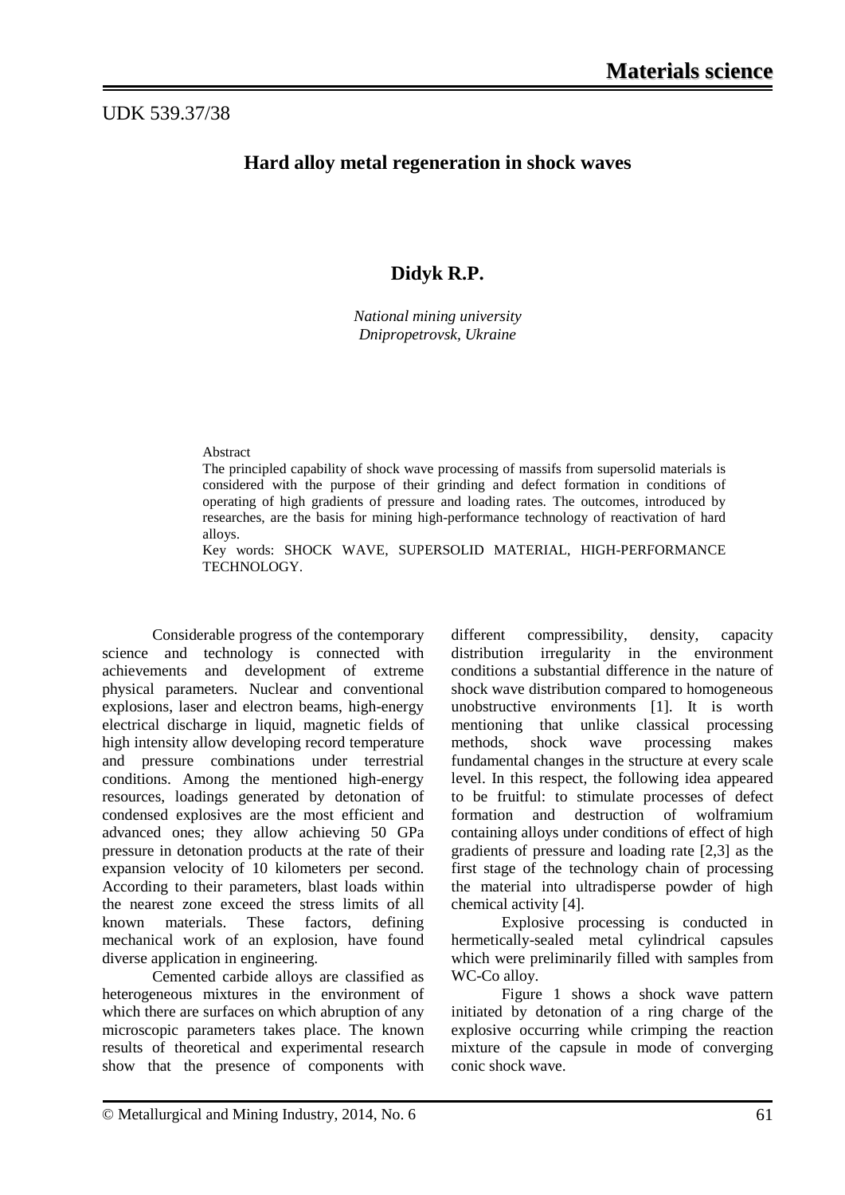UDK 539.37/38

# Hard alloy metal regeneration in shock waves

**Didyk R.P.**

*National mining university*
*Dnipropetrovsk, Ukraine*

Abstract

The principled capability of shock wave processing of massifs from supersolid materials is considered with the purpose of their grinding and defect formation in conditions of operating of high gradients of pressure and loading rates. The outcomes, introduced by researches, are the basis for mining high-performance technology of reactivation of hard alloys.

Key words: SHOCK WAVE, SUPERSOLID MATERIAL, HIGH-PERFORMANCE TECHNOLOGY.

Considerable progress of the contemporary science and technology is connected with achievements and development of extreme physical parameters. Nuclear and conventional explosions, laser and electron beams, high-energy electrical discharge in liquid, magnetic fields of high intensity allow developing record temperature and pressure combinations under terrestrial conditions. Among the mentioned high-energy resources, loadings generated by detonation of condensed explosives are the most efficient and advanced ones; they allow achieving 50 GPa pressure in detonation products at the rate of their expansion velocity of 10 kilometers per second. According to their parameters, blast loads within the nearest zone exceed the stress limits of all known materials. These factors, defining mechanical work of an explosion, have found diverse application in engineering.

Cemented carbide alloys are classified as heterogeneous mixtures in the environment of which there are surfaces on which abruption of any microscopic parameters takes place. The known results of theoretical and experimental research show that the presence of components with different compressibility, density, capacity distribution irregularity in the environment conditions a substantial difference in the nature of shock wave distribution compared to homogeneous unobstructive environments [1]. It is worth mentioning that unlike classical processing methods, shock wave processing makes fundamental changes in the structure at every scale level. In this respect, the following idea appeared to be fruitful: to stimulate processes of defect formation and destruction of wolframium containing alloys under conditions of effect of high gradients of pressure and loading rate [2,3] as the first stage of the technology chain of processing the material into ultradisperse powder of high chemical activity [4].

Explosive processing is conducted in hermetically-sealed metal cylindrical capsules which were preliminarily filled with samples from WC-Co alloy.

Figure 1 shows a shock wave pattern initiated by detonation of a ring charge of the explosive occurring while crimping the reaction mixture of the capsule in mode of converging conic shock wave.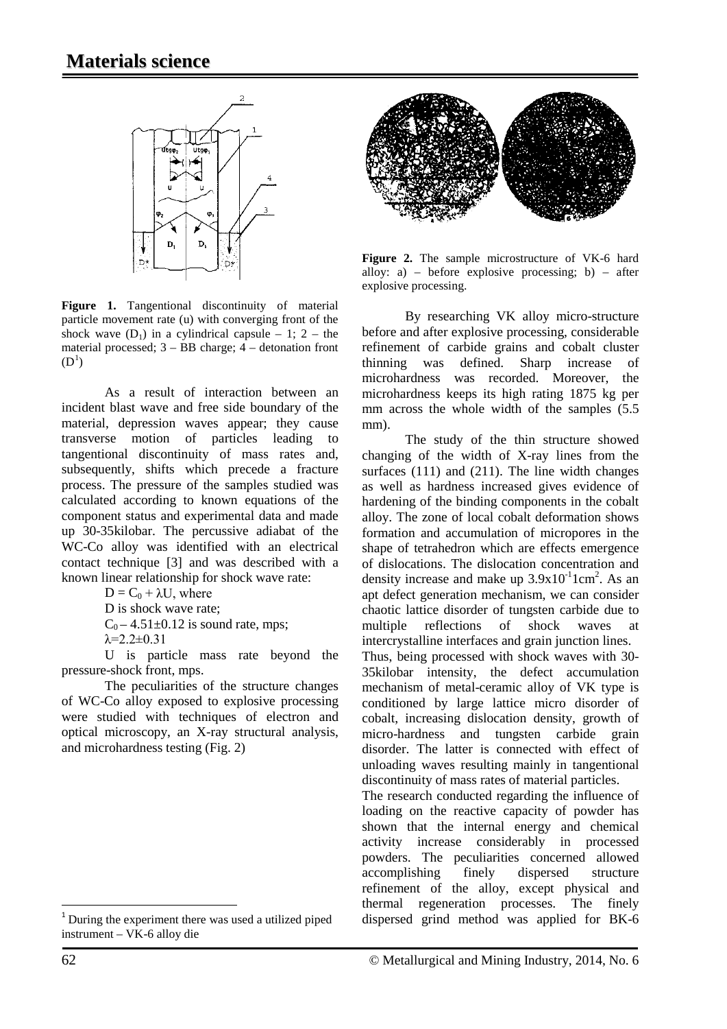**Figure 1.** Tangentional discontinuity of material particle movement rate (u) with converging front of the shock wave ($D_1$) in a cylindrical capsule – 1; 2 – the material processed; 3 – BB charge; 4 – detonation front ($D^1$)

As a result of interaction between an incident blast wave and free side boundary of the material, depression waves appear; they cause transverse motion of particles leading to tangentional discontinuity of mass rates and, subsequently, shifts which precede a fracture process. The pressure of the samples studied was calculated according to known equations of the component status and experimental data and made up 30-35kilobar. The percussive adiabat of the WC-Co alloy was identified with an electrical contact technique [3] and was described with a known linear relationship for shock wave rate:

$D = C_0 + \lambda U$, where

D is shock wave rate;

$C_0$ – 4.51±0.12 is sound rate, mps;

$\lambda$=2.2±0.31

U is particle mass rate beyond the pressure-shock front, mps.

The peculiarities of the structure changes of WC-Co alloy exposed to explosive processing were studied with techniques of electron and optical microscopy, an X-ray structural analysis, and microhardness testing (Fig. 2)

**Figure 2.** The sample microstructure of VK-6 hard alloy: a) – before explosive processing; b) – after explosive processing.

By researching VK alloy micro-structure before and after explosive processing, considerable refinement of carbide grains and cobalt cluster thinning was defined. Sharp increase of microhardness was recorded. Moreover, the microhardness keeps its high rating 1875 kg per mm across the whole width of the samples (5.5 mm).

The study of the thin structure showed changing of the width of X-ray lines from the surfaces (111) and (211). The line width changes as well as hardness increased gives evidence of hardening of the binding components in the cobalt alloy. The zone of local cobalt deformation shows formation and accumulation of micropores in the shape of tetrahedron which are effects emergence of dislocations. The dislocation concentration and density increase and make up $3.9x10^{-1}1cm^2$. As an apt defect generation mechanism, we can consider chaotic lattice disorder of tungsten carbide due to multiple reflections of shock waves at intercrystalline interfaces and grain junction lines.

Thus, being processed with shock waves with 30-35kilobar intensity, the defect accumulation mechanism of metal-ceramic alloy of VK type is conditioned by large lattice micro disorder of cobalt, increasing dislocation density, growth of micro-hardness and tungsten carbide grain disorder. The latter is connected with effect of unloading waves resulting mainly in tangentional discontinuity of mass rates of material particles.

The research conducted regarding the influence of loading on the reactive capacity of powder has shown that the internal energy and chemical activity increase considerably in processed powders. The peculiarities concerned allowed accomplishing finely dispersed structure refinement of the alloy, except physical and thermal regeneration processes. The finely dispersed grind method was applied for BK-6

[1] During the experiment there was used a utilized piped instrument – VK-6 alloy die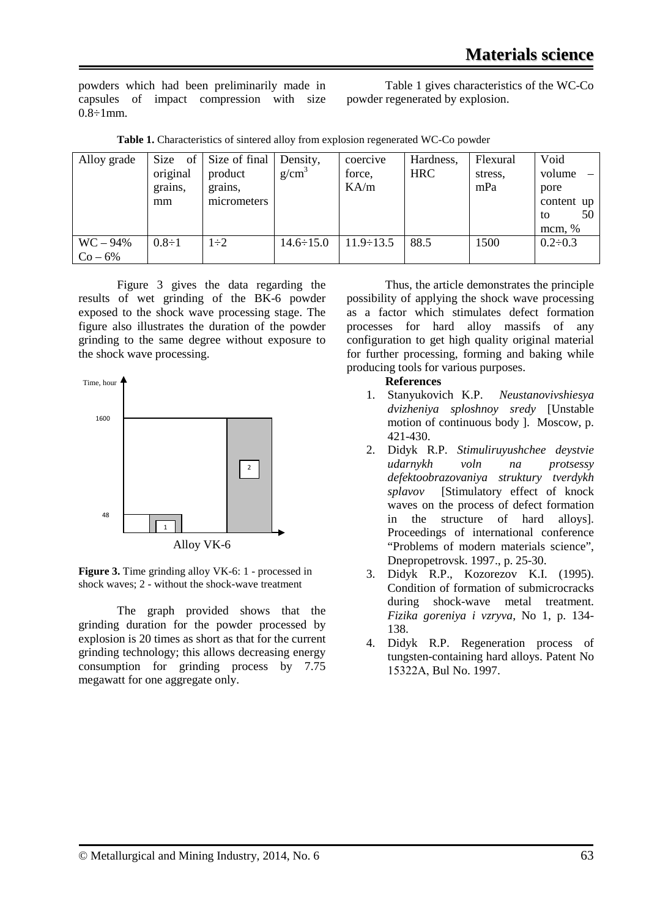powders which had been preliminarily made in capsules of impact compression with size 0.8÷1mm.

Table 1 gives characteristics of the WC-Co powder regenerated by explosion.

**Table 1.** Characteristics of sintered alloy from explosion regenerated WC-Co powder

| Alloy grade | Size of original grains, mm | Size of final product grains, micrometers | Density, $g/cm^3$ | coercive force, KA/m | Hardness, HRC | Flexural stress, mPa | Void volume – pore content up to 50 mcm, % |
|---|---|---|---|---|---|---|---|
| WC – 94% Co – 6% | 0.8÷1 | 1÷2 | 14.6÷15.0 | 11.9÷13.5 | 88.5 | 1500 | 0.2÷0.3 |

Figure 3 gives the data regarding the results of wet grinding of the BK-6 powder exposed to the shock wave processing stage. The figure also illustrates the duration of the powder grinding to the same degree without exposure to the shock wave processing.

Time, hour
1600
48
1
2
Alloy VK-6

**Figure 3.** Time grinding alloy VK-6: 1 - processed in shock waves; 2 - without the shock-wave treatment

The graph provided shows that the grinding duration for the powder processed by explosion is 20 times as short as that for the current grinding technology; this allows decreasing energy consumption for grinding process by 7.75 megawatt for one aggregate only.

Thus, the article demonstrates the principle possibility of applying the shock wave processing as a factor which stimulates defect formation processes for hard alloy massifs of any configuration to get high quality original material for further processing, forming and baking while producing tools for various purposes.

**References**

1. Stanyukovich K.P. *Neustanovivshiesya dvizheniya sploshnoy sredy* [Unstable motion of continuous body ]. Moscow, p. 421-430.
2. Didyk R.P. *Stimuliruyushchee deystvie udarnykh voln na protsessy defektoobrazovaniya struktury tverdykh splavov* [Stimulatory effect of knock waves on the process of defect formation in the structure of hard alloys]. Proceedings of international conference "Problems of modern materials science", Dnepropetrovsk. 1997., p. 25-30.
3. Didyk R.P., Kozorezov K.I. (1995). Condition of formation of submicrocracks during shock-wave metal treatment. *Fizika goreniya i vzryva*, No 1, p. 134-138.
4. Didyk R.P. Regeneration process of tungsten-containing hard alloys. Patent No 15322A, Bul No. 1997.